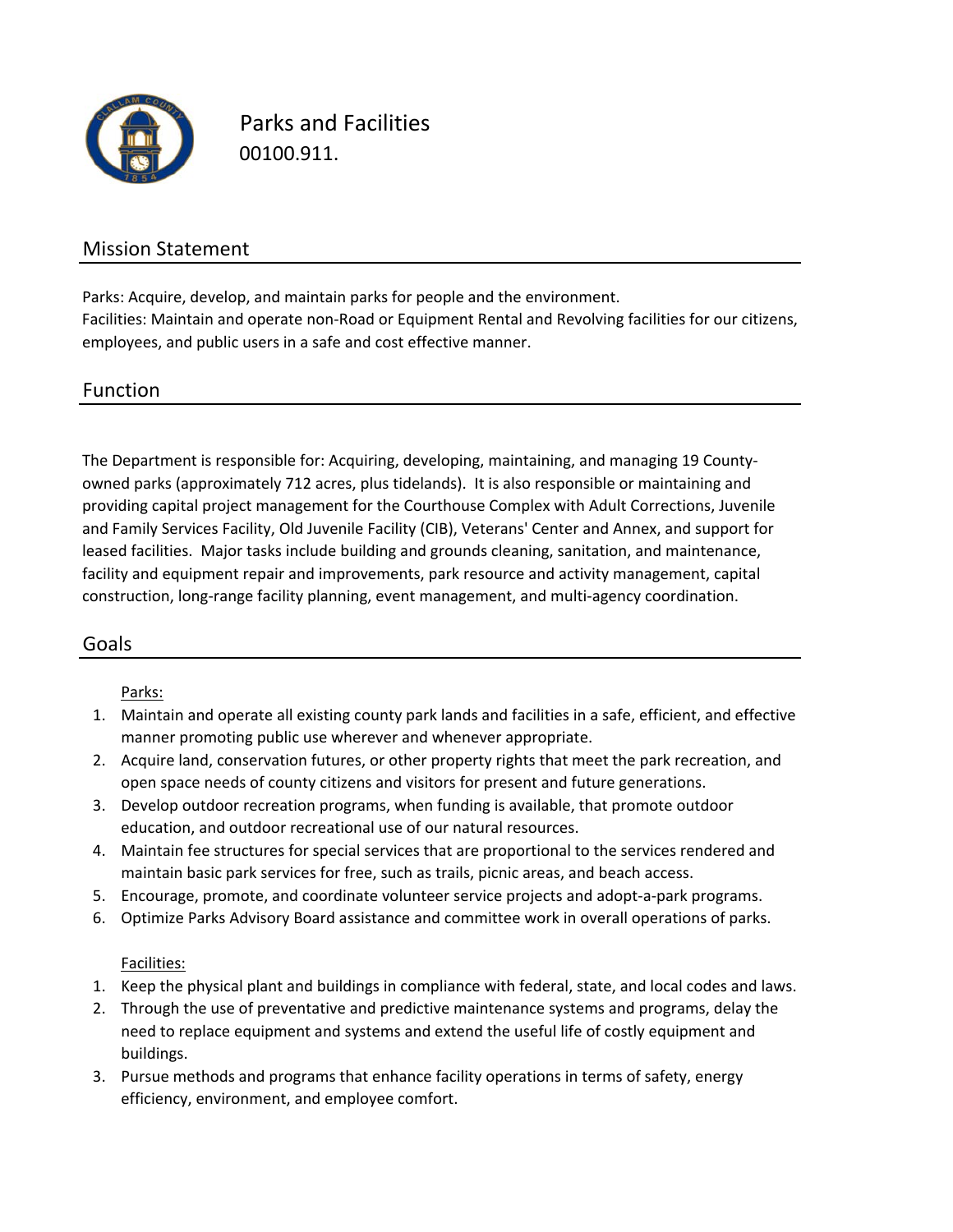# Parks and Facilities

00100.911.

## Mission Statement

Parks: Acquire, develop, and maintain parks for people and the environment.
Facilities: Maintain and operate non-Road or Equipment Rental and Revolving facilities for our citizens, employees, and public users in a safe and cost effective manner.

## Function

The Department is responsible for: Acquiring, developing, maintaining, and managing 19 County-owned parks (approximately 712 acres, plus tidelands). It is also responsible or maintaining and providing capital project management for the Courthouse Complex with Adult Corrections, Juvenile and Family Services Facility, Old Juvenile Facility (CIB), Veterans' Center and Annex, and support for leased facilities. Major tasks include building and grounds cleaning, sanitation, and maintenance, facility and equipment repair and improvements, park resource and activity management, capital construction, long-range facility planning, event management, and multi-agency coordination.

## Goals

Parks:

1. Maintain and operate all existing county park lands and facilities in a safe, efficient, and effective manner promoting public use wherever and whenever appropriate.
2. Acquire land, conservation futures, or other property rights that meet the park recreation, and open space needs of county citizens and visitors for present and future generations.
3. Develop outdoor recreation programs, when funding is available, that promote outdoor education, and outdoor recreational use of our natural resources.
4. Maintain fee structures for special services that are proportional to the services rendered and maintain basic park services for free, such as trails, picnic areas, and beach access.
5. Encourage, promote, and coordinate volunteer service projects and adopt-a-park programs.
6. Optimize Parks Advisory Board assistance and committee work in overall operations of parks.

Facilities:

1. Keep the physical plant and buildings in compliance with federal, state, and local codes and laws.
2. Through the use of preventative and predictive maintenance systems and programs, delay the need to replace equipment and systems and extend the useful life of costly equipment and buildings.
3. Pursue methods and programs that enhance facility operations in terms of safety, energy efficiency, environment, and employee comfort.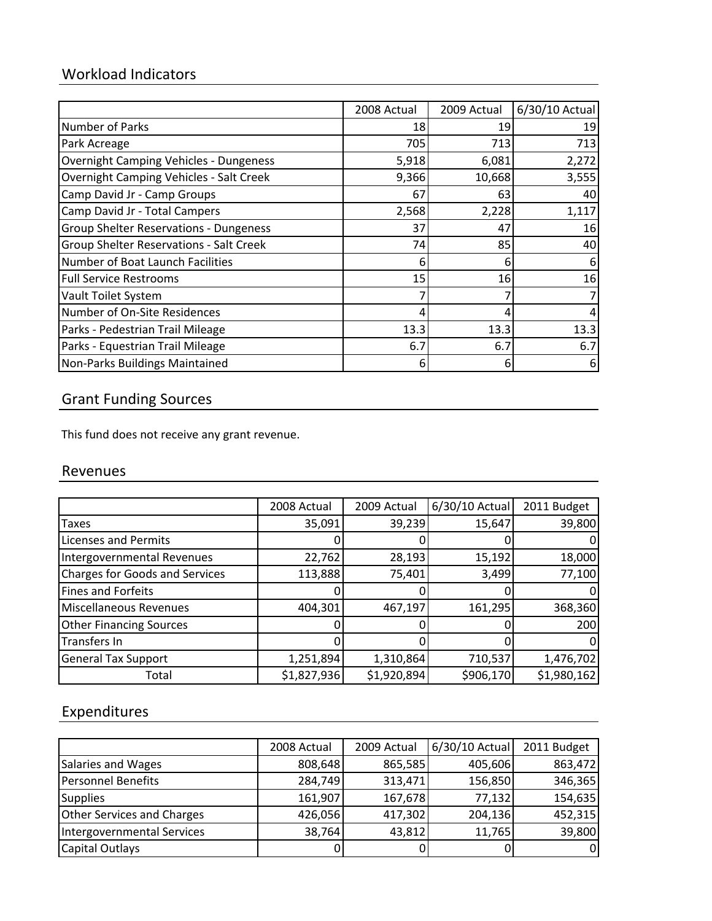## Workload Indicators

| | 2008 Actual | 2009 Actual | 6/30/10 Actual |
|---|---|---|---|
| Number of Parks | 18 | 19 | 19 |
| Park Acreage | 705 | 713 | 713 |
| Overnight Camping Vehicles - Dungeness | 5,918 | 6,081 | 2,272 |
| Overnight Camping Vehicles - Salt Creek | 9,366 | 10,668 | 3,555 |
| Camp David Jr - Camp Groups | 67 | 63 | 40 |
| Camp David Jr - Total Campers | 2,568 | 2,228 | 1,117 |
| Group Shelter Reservations - Dungeness | 37 | 47 | 16 |
| Group Shelter Reservations - Salt Creek | 74 | 85 | 40 |
| Number of Boat Launch Facilities | 6 | 6 | 6 |
| Full Service Restrooms | 15 | 16 | 16 |
| Vault Toilet System | 7 | 7 | 7 |
| Number of On-Site Residences | 4 | 4 | 4 |
| Parks - Pedestrian Trail Mileage | 13.3 | 13.3 | 13.3 |
| Parks - Equestrian Trail Mileage | 6.7 | 6.7 | 6.7 |
| Non-Parks Buildings Maintained | 6 | 6 | 6 |

## Grant Funding Sources

This fund does not receive any grant revenue.

## Revenues

| | 2008 Actual | 2009 Actual | 6/30/10 Actual | 2011 Budget |
|---|---|---|---|---|
| Taxes | 35,091 | 39,239 | 15,647 | 39,800 |
| Licenses and Permits | 0 | 0 | 0 | 0 |
| Intergovernmental Revenues | 22,762 | 28,193 | 15,192 | 18,000 |
| Charges for Goods and Services | 113,888 | 75,401 | 3,499 | 77,100 |
| Fines and Forfeits | 0 | 0 | 0 | 0 |
| Miscellaneous Revenues | 404,301 | 467,197 | 161,295 | 368,360 |
| Other Financing Sources | 0 | 0 | 0 | 200 |
| Transfers In | 0 | 0 | 0 | 0 |
| General Tax Support | 1,251,894 | 1,310,864 | 710,537 | 1,476,702 |
| Total | $1,827,936 | $1,920,894 | $906,170 | $1,980,162 |

## Expenditures

| | 2008 Actual | 2009 Actual | 6/30/10 Actual | 2011 Budget |
|---|---|---|---|---|
| Salaries and Wages | 808,648 | 865,585 | 405,606 | 863,472 |
| Personnel Benefits | 284,749 | 313,471 | 156,850 | 346,365 |
| Supplies | 161,907 | 167,678 | 77,132 | 154,635 |
| Other Services and Charges | 426,056 | 417,302 | 204,136 | 452,315 |
| Intergovernmental Services | 38,764 | 43,812 | 11,765 | 39,800 |
| Capital Outlays | 0 | 0 | 0 | 0 |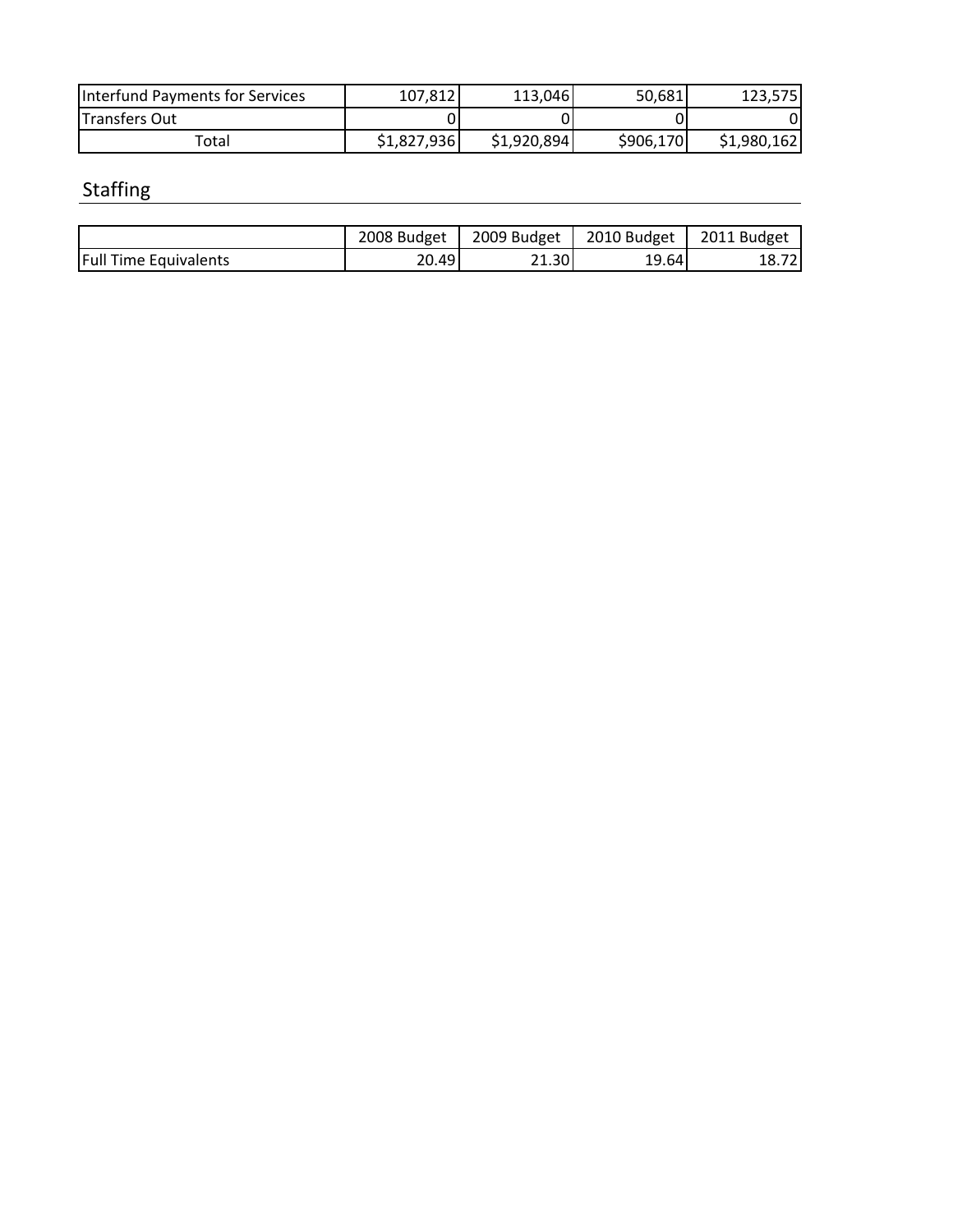| | | | | |
|---|---|---|---|---|
| Interfund Payments for Services | 107,812 | 113,046 | 50,681 | 123,575 |
| Transfers Out | 0 | 0 | 0 | 0 |
| Total | $1,827,936 | $1,920,894 | $906,170 | $1,980,162 |

## Staffing

| | 2008 Budget | 2009 Budget | 2010 Budget | 2011 Budget |
|---|---|---|---|---|
| Full Time Equivalents | 20.49 | 21.30 | 19.64 | 18.72 |